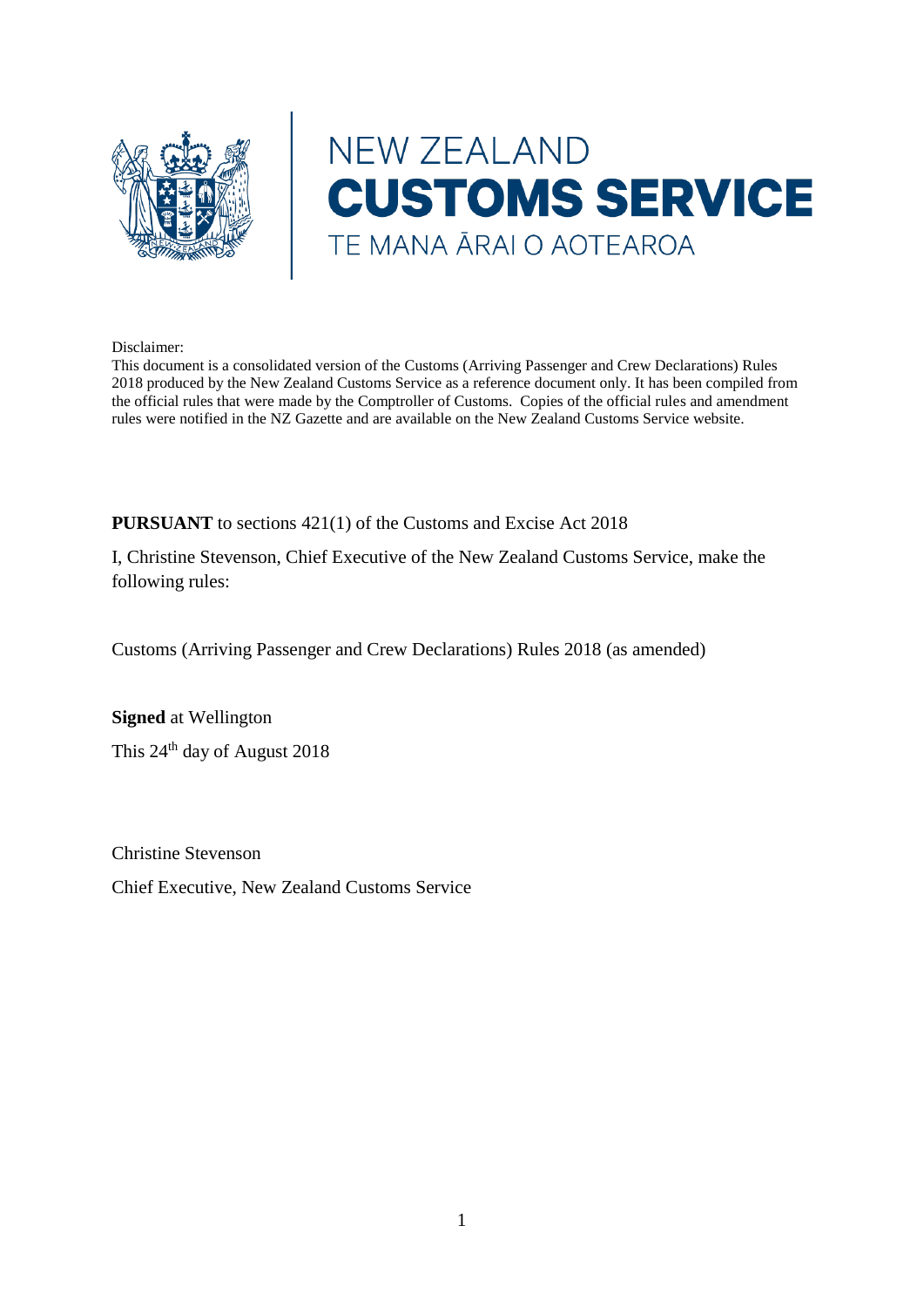NEW ZEALAND
**CUSTOMS SERVICE**
TE MANA ĀRAI O AOTEAROA

Disclaimer:
This document is a consolidated version of the Customs (Arriving Passenger and Crew Declarations) Rules 2018 produced by the New Zealand Customs Service as a reference document only. It has been compiled from the official rules that were made by the Comptroller of Customs. Copies of the official rules and amendment rules were notified in the NZ Gazette and are available on the New Zealand Customs Service website.

**PURSUANT** to sections 421(1) of the Customs and Excise Act 2018

I, Christine Stevenson, Chief Executive of the New Zealand Customs Service, make the following rules:

Customs (Arriving Passenger and Crew Declarations) Rules 2018 (as amended)

**Signed** at Wellington

This 24th day of August 2018

Christine Stevenson

Chief Executive, New Zealand Customs Service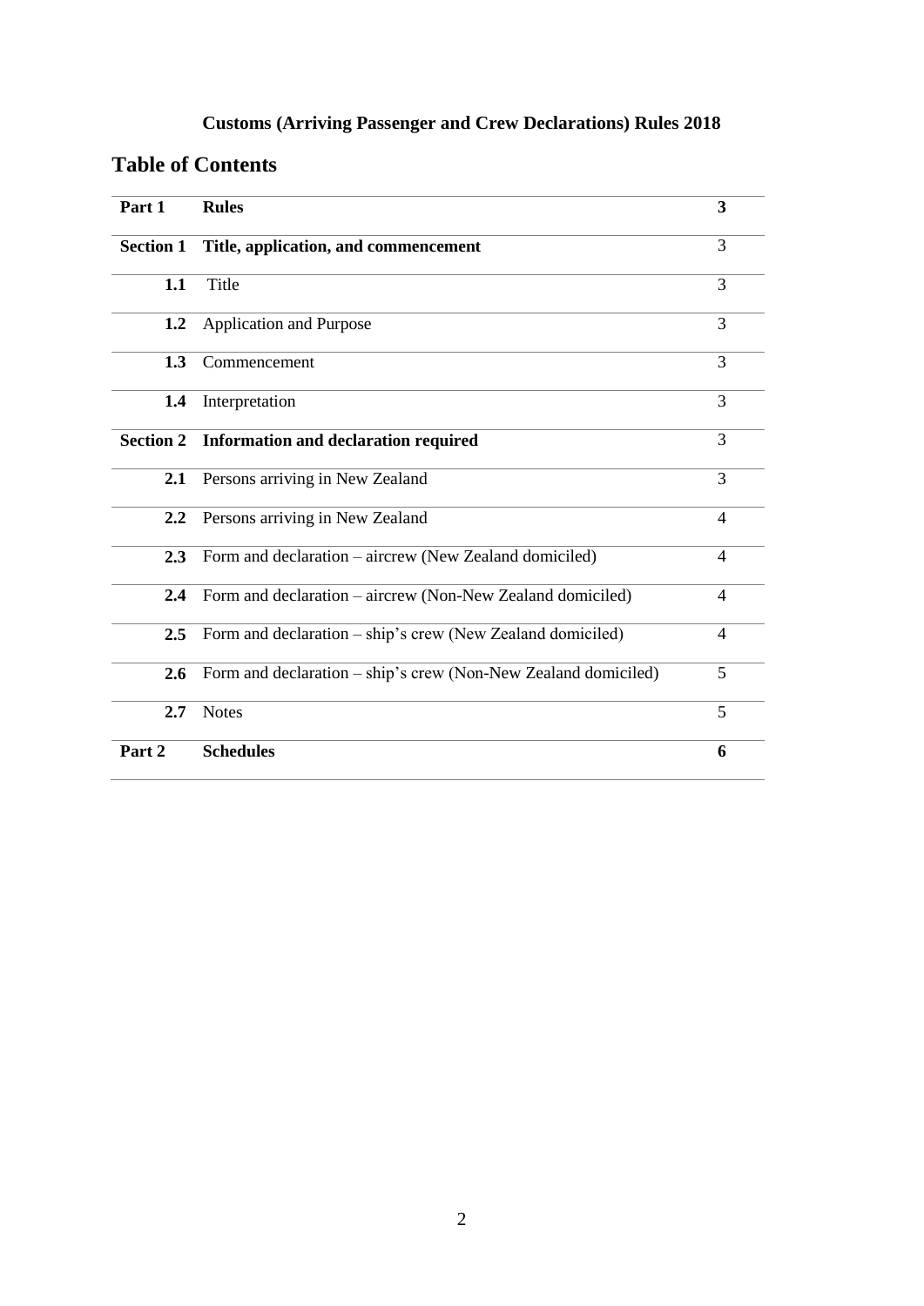**Customs (Arriving Passenger and Crew Declarations) Rules 2018**

## Table of Contents

| | | |
|---|---|---|
| **Part 1** | **Rules** | **3** |
| **Section 1** | **Title, application, and commencement** | 3 |
| **1.1** | Title | 3 |
| **1.2** | Application and Purpose | 3 |
| **1.3** | Commencement | 3 |
| **1.4** | Interpretation | 3 |
| **Section 2** | **Information and declaration required** | 3 |
| **2.1** | Persons arriving in New Zealand | 3 |
| **2.2** | Persons arriving in New Zealand | 4 |
| **2.3** | Form and declaration – aircrew (New Zealand domiciled) | 4 |
| **2.4** | Form and declaration – aircrew (Non-New Zealand domiciled) | 4 |
| **2.5** | Form and declaration – ship's crew (New Zealand domiciled) | 4 |
| **2.6** | Form and declaration – ship's crew (Non-New Zealand domiciled) | 5 |
| **2.7** | Notes | 5 |
| **Part 2** | **Schedules** | **6** |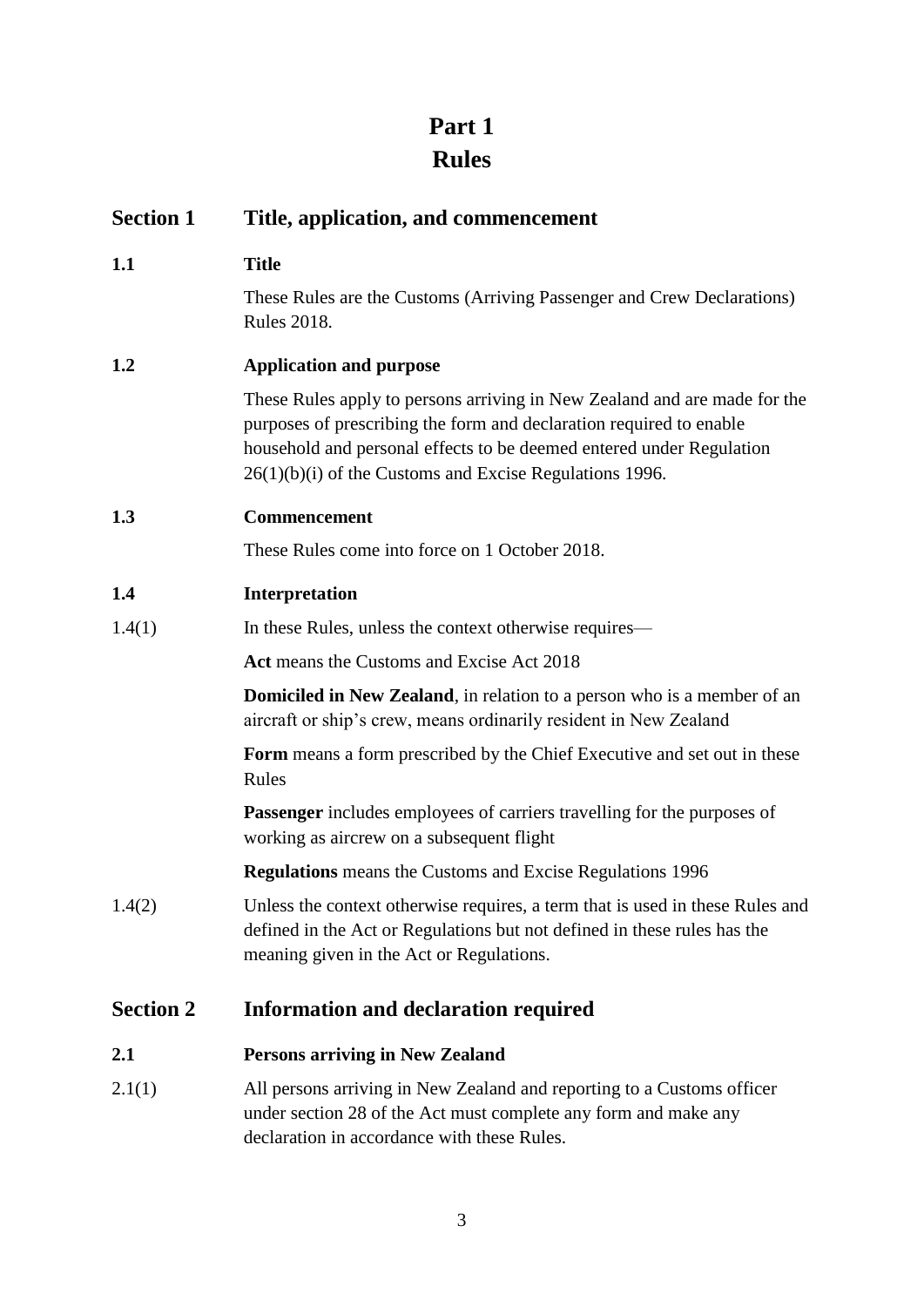# Part 1
# Rules

## Section 1 Title, application, and commencement

### 1.1 Title

These Rules are the Customs (Arriving Passenger and Crew Declarations) Rules 2018.

### 1.2 Application and purpose

These Rules apply to persons arriving in New Zealand and are made for the purposes of prescribing the form and declaration required to enable household and personal effects to be deemed entered under Regulation 26(1)(b)(i) of the Customs and Excise Regulations 1996.

### 1.3 Commencement

These Rules come into force on 1 October 2018.

### 1.4 Interpretation

1.4(1) In these Rules, unless the context otherwise requires—

**Act** means the Customs and Excise Act 2018

**Domiciled in New Zealand**, in relation to a person who is a member of an aircraft or ship's crew, means ordinarily resident in New Zealand

**Form** means a form prescribed by the Chief Executive and set out in these Rules

**Passenger** includes employees of carriers travelling for the purposes of working as aircrew on a subsequent flight

**Regulations** means the Customs and Excise Regulations 1996

1.4(2) Unless the context otherwise requires, a term that is used in these Rules and defined in the Act or Regulations but not defined in these rules has the meaning given in the Act or Regulations.

## Section 2 Information and declaration required

### 2.1 Persons arriving in New Zealand

2.1(1) All persons arriving in New Zealand and reporting to a Customs officer under section 28 of the Act must complete any form and make any declaration in accordance with these Rules.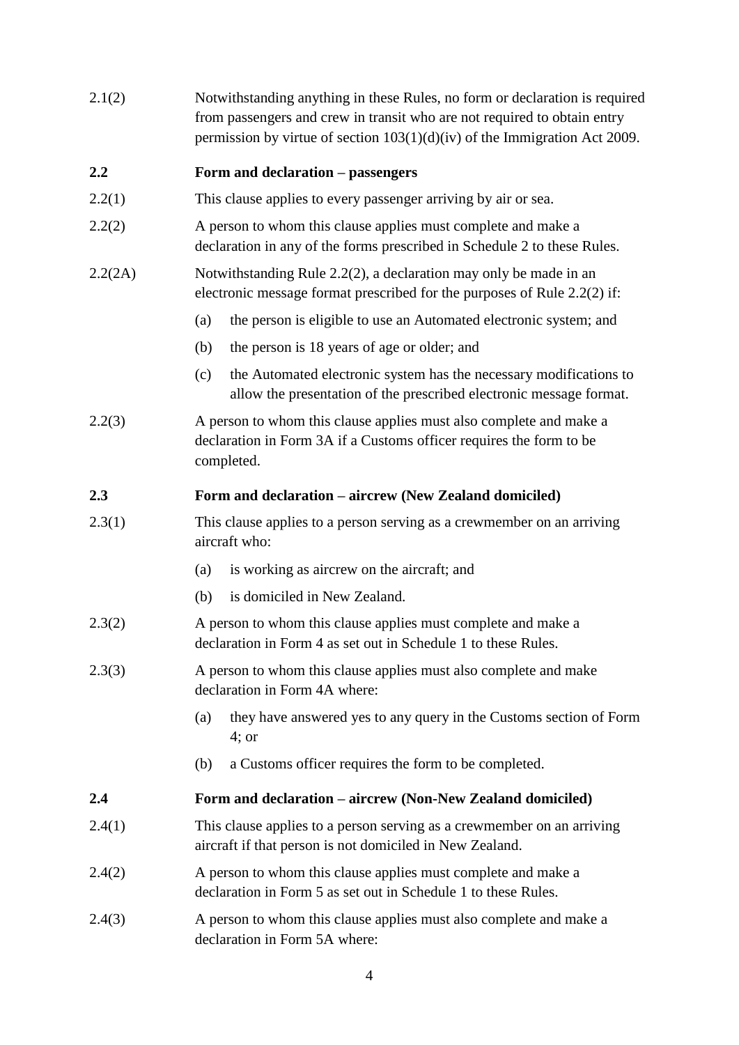2.1(2) Notwithstanding anything in these Rules, no form or declaration is required from passengers and crew in transit who are not required to obtain entry permission by virtue of section 103(1)(d)(iv) of the Immigration Act 2009.

### 2.2 Form and declaration – passengers

2.2(1) This clause applies to every passenger arriving by air or sea.

2.2(2) A person to whom this clause applies must complete and make a declaration in any of the forms prescribed in Schedule 2 to these Rules.

2.2(2A) Notwithstanding Rule 2.2(2), a declaration may only be made in an electronic message format prescribed for the purposes of Rule 2.2(2) if:

- (a) the person is eligible to use an Automated electronic system; and
- (b) the person is 18 years of age or older; and
- (c) the Automated electronic system has the necessary modifications to allow the presentation of the prescribed electronic message format.

2.2(3) A person to whom this clause applies must also complete and make a declaration in Form 3A if a Customs officer requires the form to be completed.

### 2.3 Form and declaration – aircrew (New Zealand domiciled)

2.3(1) This clause applies to a person serving as a crewmember on an arriving aircraft who:

- (a) is working as aircrew on the aircraft; and
- (b) is domiciled in New Zealand.

2.3(2) A person to whom this clause applies must complete and make a declaration in Form 4 as set out in Schedule 1 to these Rules.

2.3(3) A person to whom this clause applies must also complete and make declaration in Form 4A where:

- (a) they have answered yes to any query in the Customs section of Form 4; or
- (b) a Customs officer requires the form to be completed.

### 2.4 Form and declaration – aircrew (Non-New Zealand domiciled)

2.4(1) This clause applies to a person serving as a crewmember on an arriving aircraft if that person is not domiciled in New Zealand.

2.4(2) A person to whom this clause applies must complete and make a declaration in Form 5 as set out in Schedule 1 to these Rules.

2.4(3) A person to whom this clause applies must also complete and make a declaration in Form 5A where: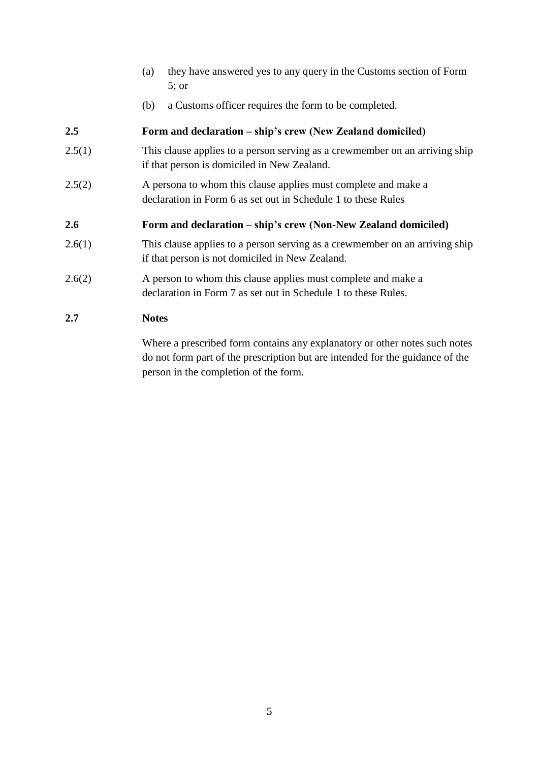(a) they have answered yes to any query in the Customs section of Form 5; or

(b) a Customs officer requires the form to be completed.

**2.5 Form and declaration – ship's crew (New Zealand domiciled)**

2.5(1) This clause applies to a person serving as a crewmember on an arriving ship if that person is domiciled in New Zealand.

2.5(2) A persona to whom this clause applies must complete and make a declaration in Form 6 as set out in Schedule 1 to these Rules

**2.6 Form and declaration – ship's crew (Non-New Zealand domiciled)**

2.6(1) This clause applies to a person serving as a crewmember on an arriving ship if that person is not domiciled in New Zealand.

2.6(2) A person to whom this clause applies must complete and make a declaration in Form 7 as set out in Schedule 1 to these Rules.

**2.7 Notes**

Where a prescribed form contains any explanatory or other notes such notes do not form part of the prescription but are intended for the guidance of the person in the completion of the form.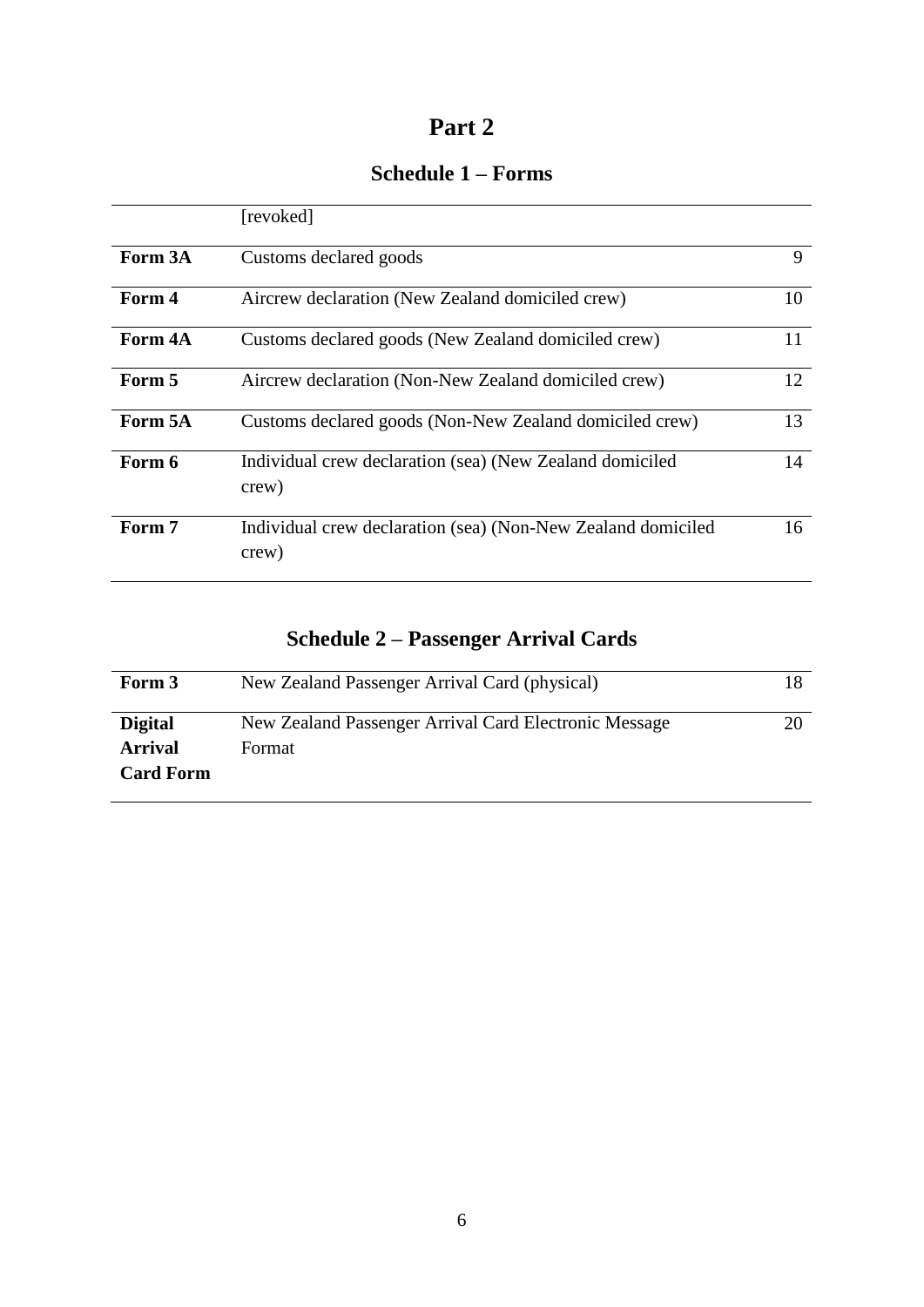# Part 2

## Schedule 1 – Forms

| | | |
|---|---|---|
| | [revoked] | |
| **Form 3A** | Customs declared goods | 9 |
| **Form 4** | Aircrew declaration (New Zealand domiciled crew) | 10 |
| **Form 4A** | Customs declared goods (New Zealand domiciled crew) | 11 |
| **Form 5** | Aircrew declaration (Non-New Zealand domiciled crew) | 12 |
| **Form 5A** | Customs declared goods (Non-New Zealand domiciled crew) | 13 |
| **Form 6** | Individual crew declaration (sea) (New Zealand domiciled crew) | 14 |
| **Form 7** | Individual crew declaration (sea) (Non-New Zealand domiciled crew) | 16 |

## Schedule 2 – Passenger Arrival Cards

| | | |
|---|---|---|
| **Form 3** | New Zealand Passenger Arrival Card (physical) | 18 |
| **Digital Arrival Card Form** | New Zealand Passenger Arrival Card Electronic Message Format | 20 |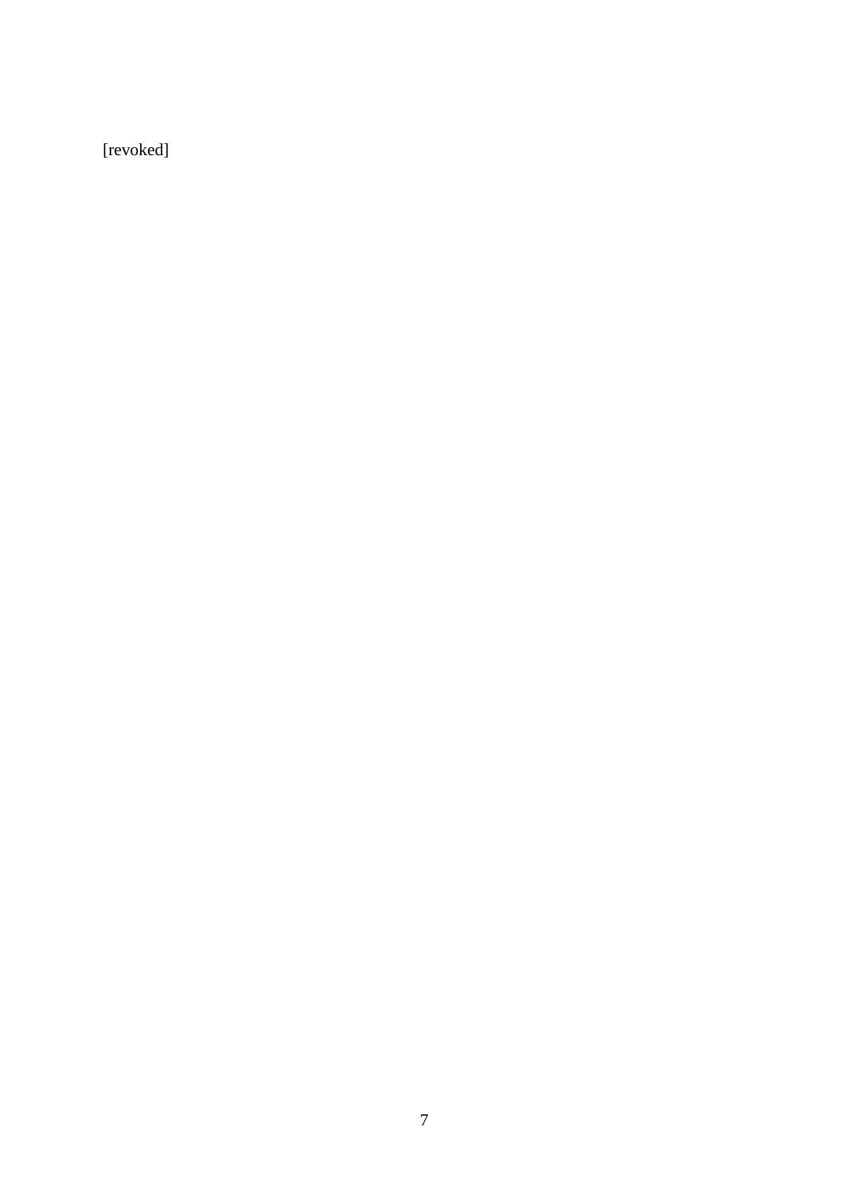[revoked]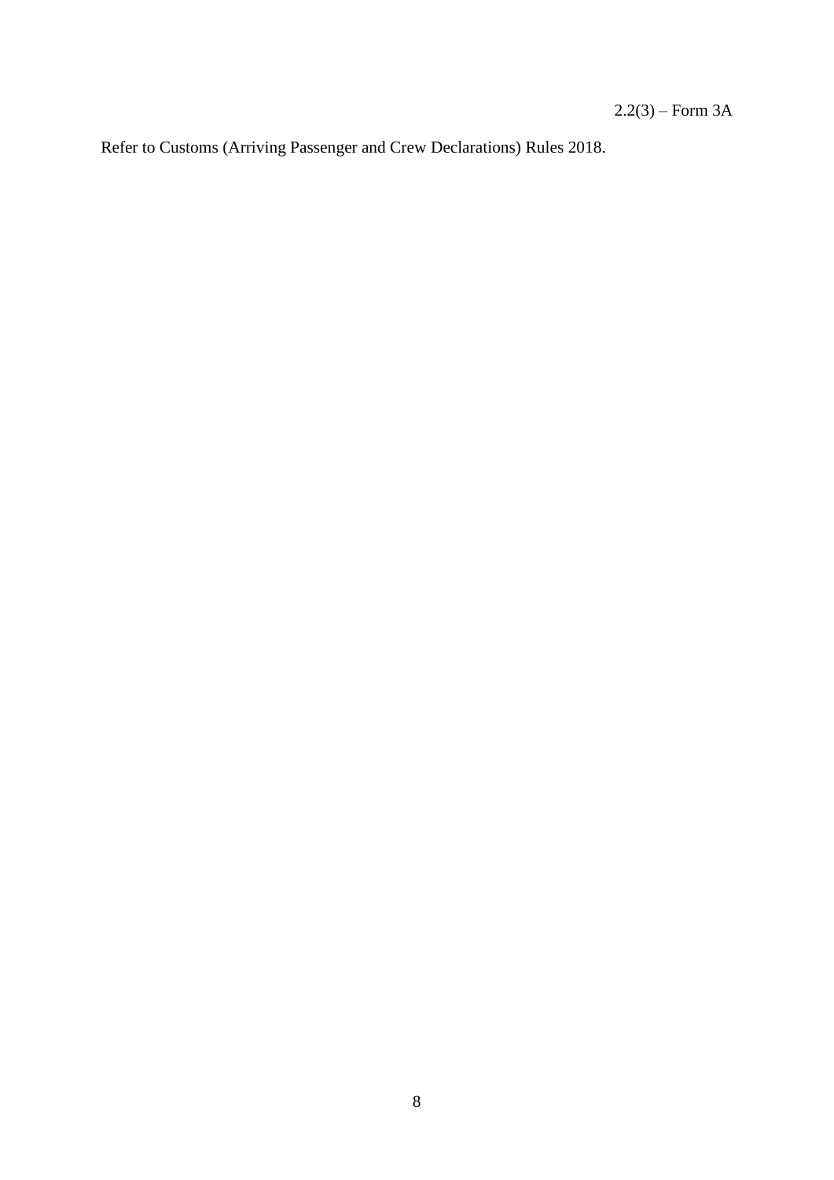2.2(3) – Form 3A

Refer to Customs (Arriving Passenger and Crew Declarations) Rules 2018.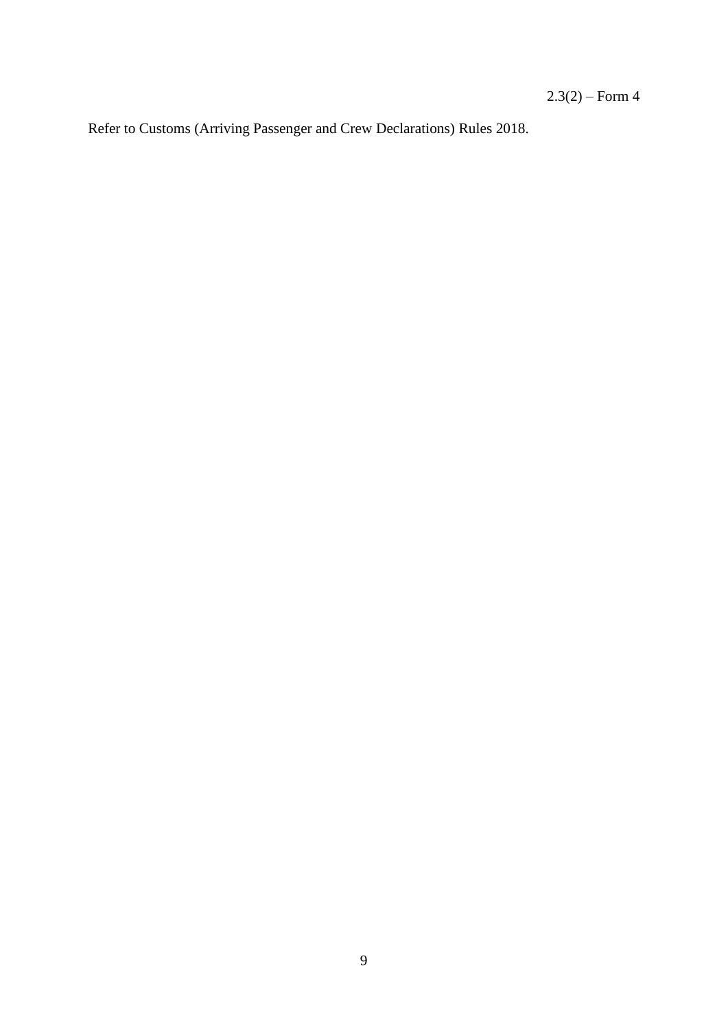2.3(2) – Form 4

Refer to Customs (Arriving Passenger and Crew Declarations) Rules 2018.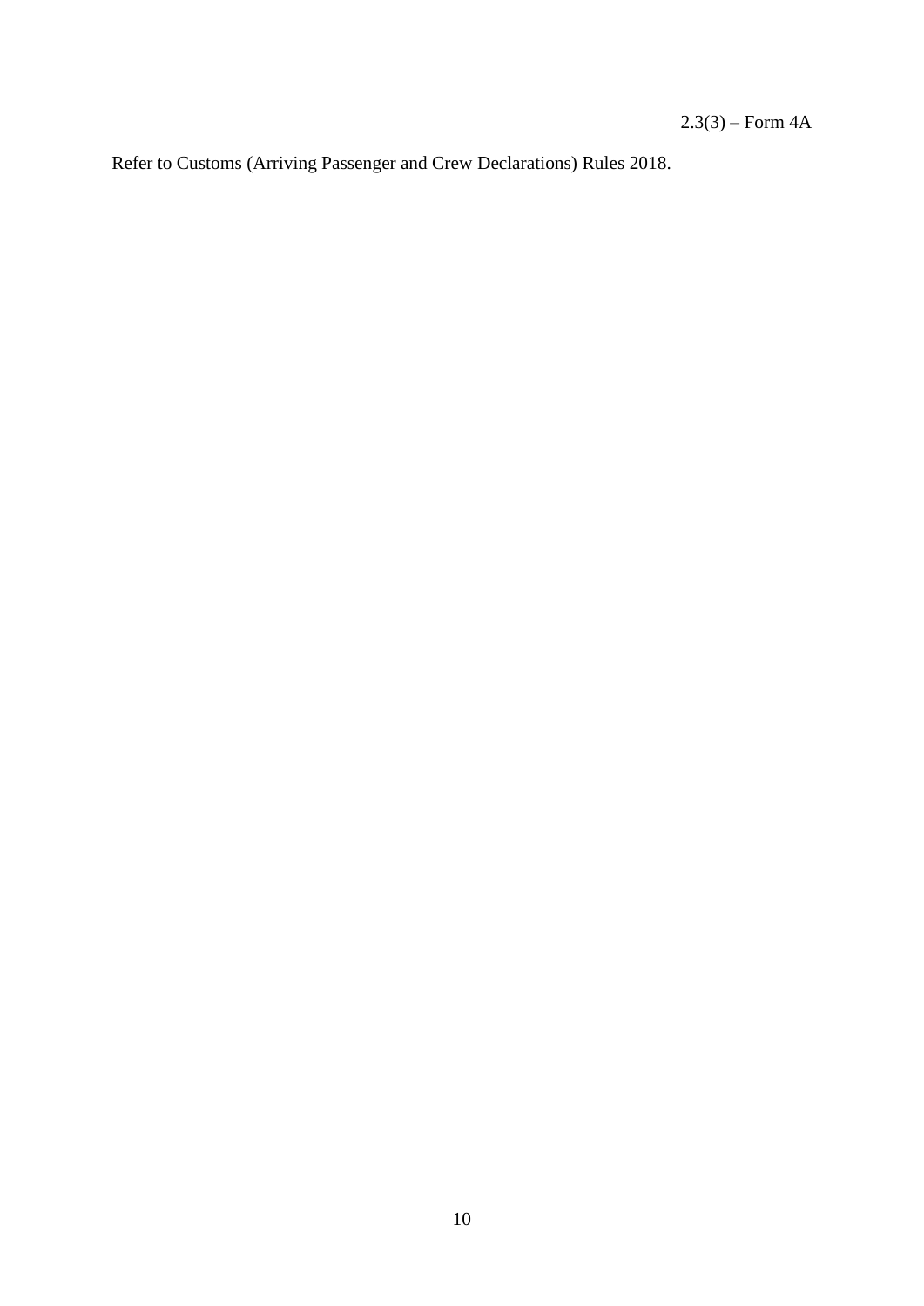2.3(3) – Form 4A

Refer to Customs (Arriving Passenger and Crew Declarations) Rules 2018.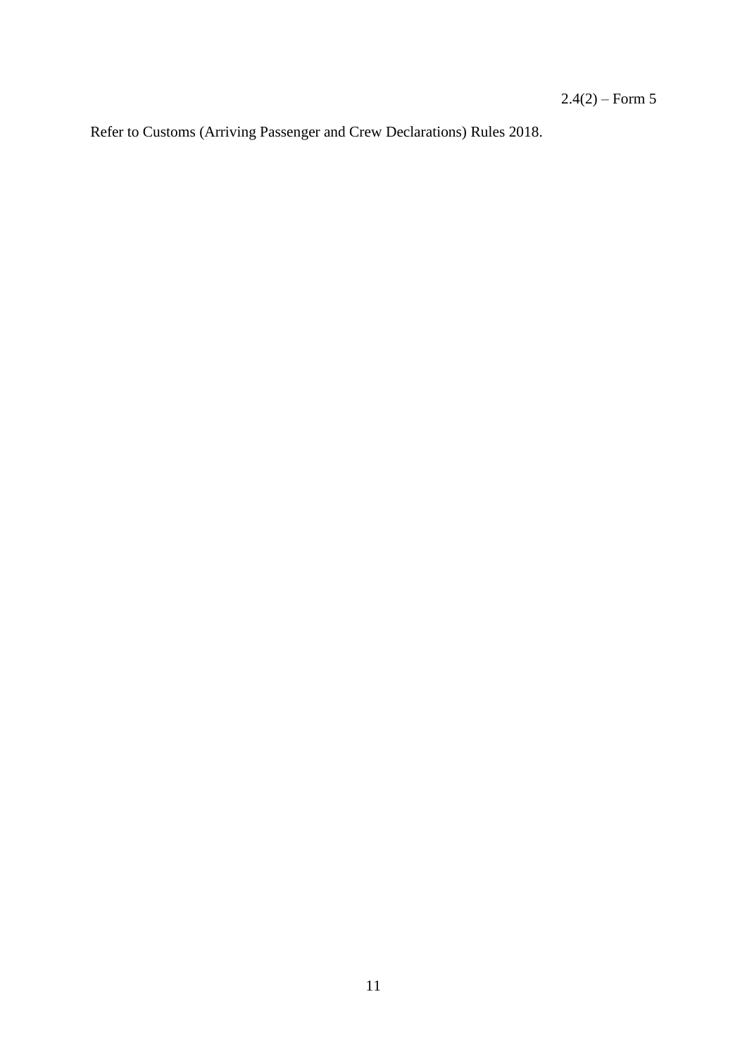2.4(2) – Form 5

Refer to Customs (Arriving Passenger and Crew Declarations) Rules 2018.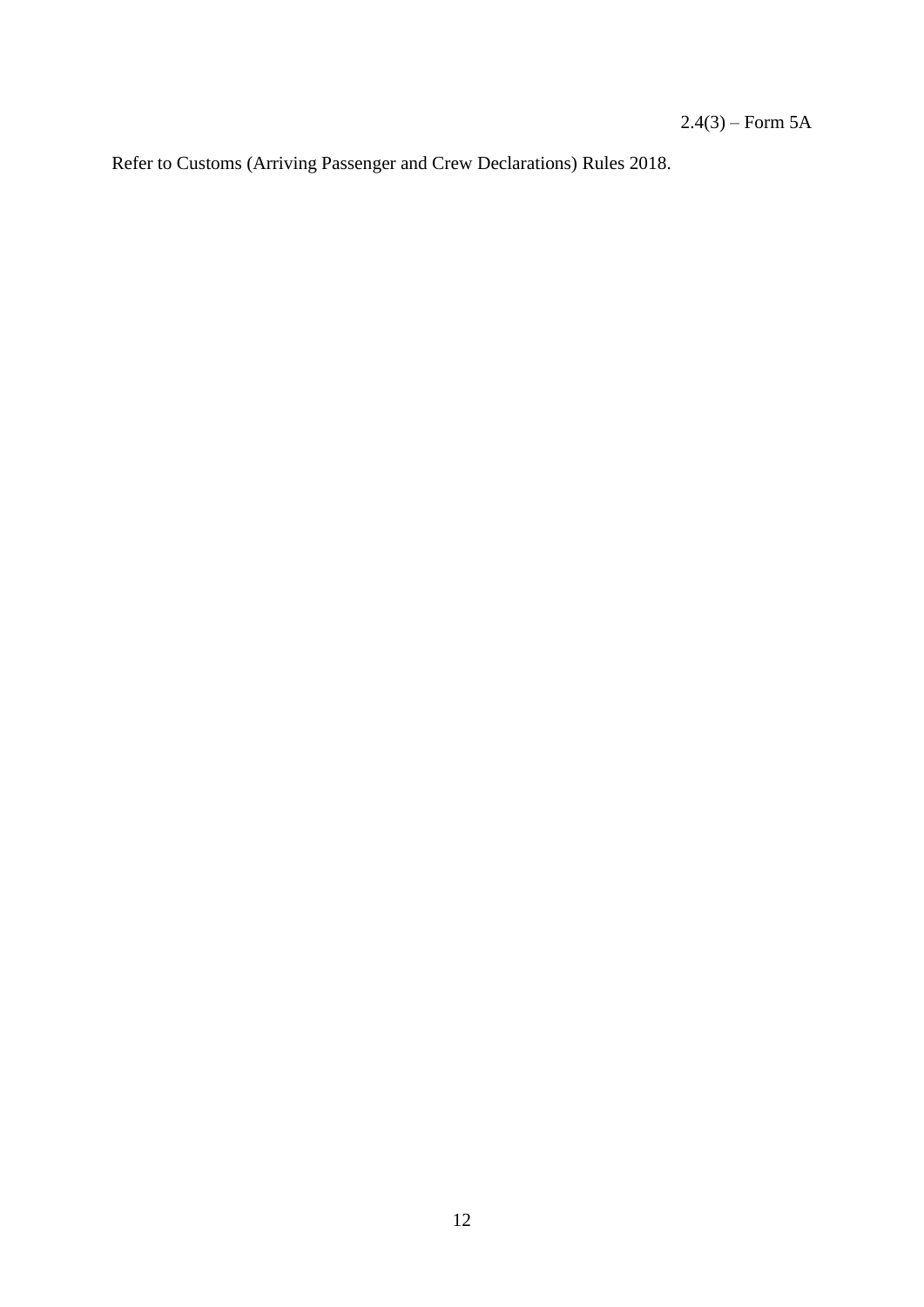2.4(3) – Form 5A

Refer to Customs (Arriving Passenger and Crew Declarations) Rules 2018.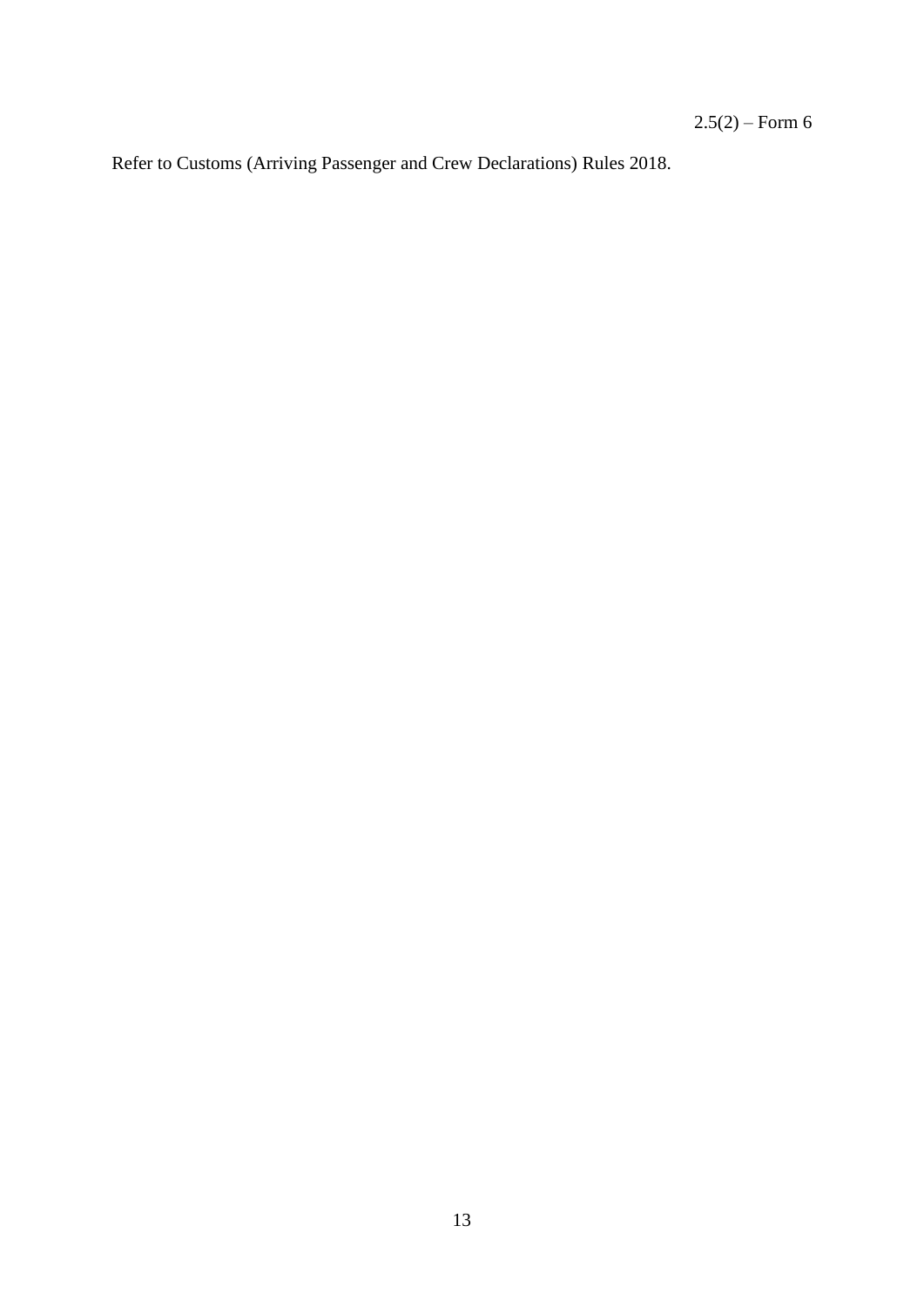2.5(2) – Form 6

Refer to Customs (Arriving Passenger and Crew Declarations) Rules 2018.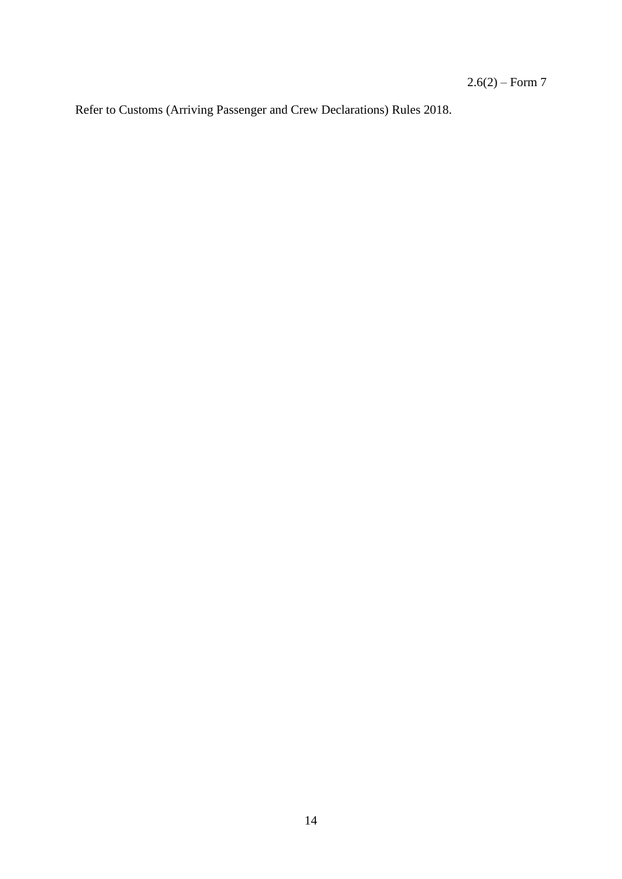2.6(2) – Form 7

Refer to Customs (Arriving Passenger and Crew Declarations) Rules 2018.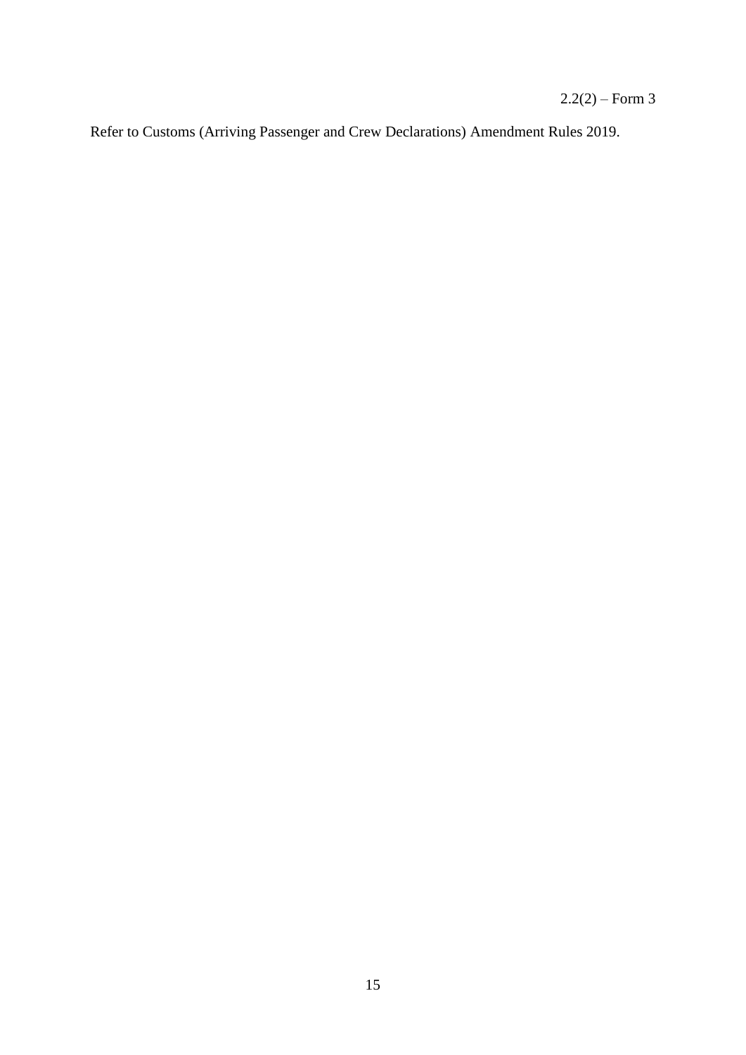2.2(2) – Form 3

Refer to Customs (Arriving Passenger and Crew Declarations) Amendment Rules 2019.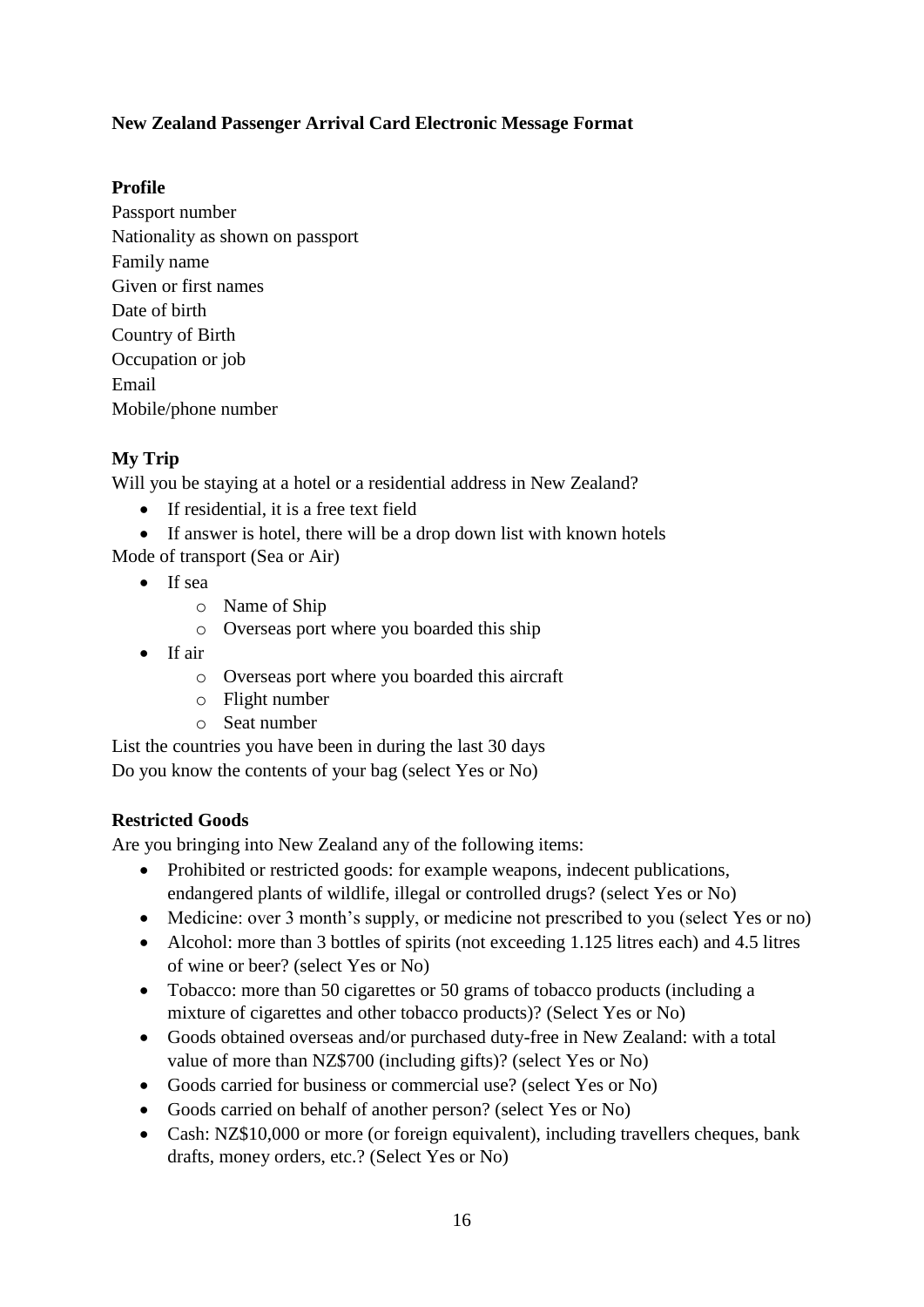**New Zealand Passenger Arrival Card Electronic Message Format**

**Profile**

Passport number
Nationality as shown on passport
Family name
Given or first names
Date of birth
Country of Birth
Occupation or job
Email
Mobile/phone number

**My Trip**

Will you be staying at a hotel or a residential address in New Zealand?

- If residential, it is a free text field
- If answer is hotel, there will be a drop down list with known hotels

Mode of transport (Sea or Air)

- If sea
  - Name of Ship
  - Overseas port where you boarded this ship
- If air
  - Overseas port where you boarded this aircraft
  - Flight number
  - Seat number

List the countries you have been in during the last 30 days
Do you know the contents of your bag (select Yes or No)

**Restricted Goods**

Are you bringing into New Zealand any of the following items:

- Prohibited or restricted goods: for example weapons, indecent publications, endangered plants of wildlife, illegal or controlled drugs? (select Yes or No)
- Medicine: over 3 month's supply, or medicine not prescribed to you (select Yes or no)
- Alcohol: more than 3 bottles of spirits (not exceeding 1.125 litres each) and 4.5 litres of wine or beer? (select Yes or No)
- Tobacco: more than 50 cigarettes or 50 grams of tobacco products (including a mixture of cigarettes and other tobacco products)? (Select Yes or No)
- Goods obtained overseas and/or purchased duty-free in New Zealand: with a total value of more than NZ$700 (including gifts)? (select Yes or No)
- Goods carried for business or commercial use? (select Yes or No)
- Goods carried on behalf of another person? (select Yes or No)
- Cash: NZ$10,000 or more (or foreign equivalent), including travellers cheques, bank drafts, money orders, etc.? (Select Yes or No)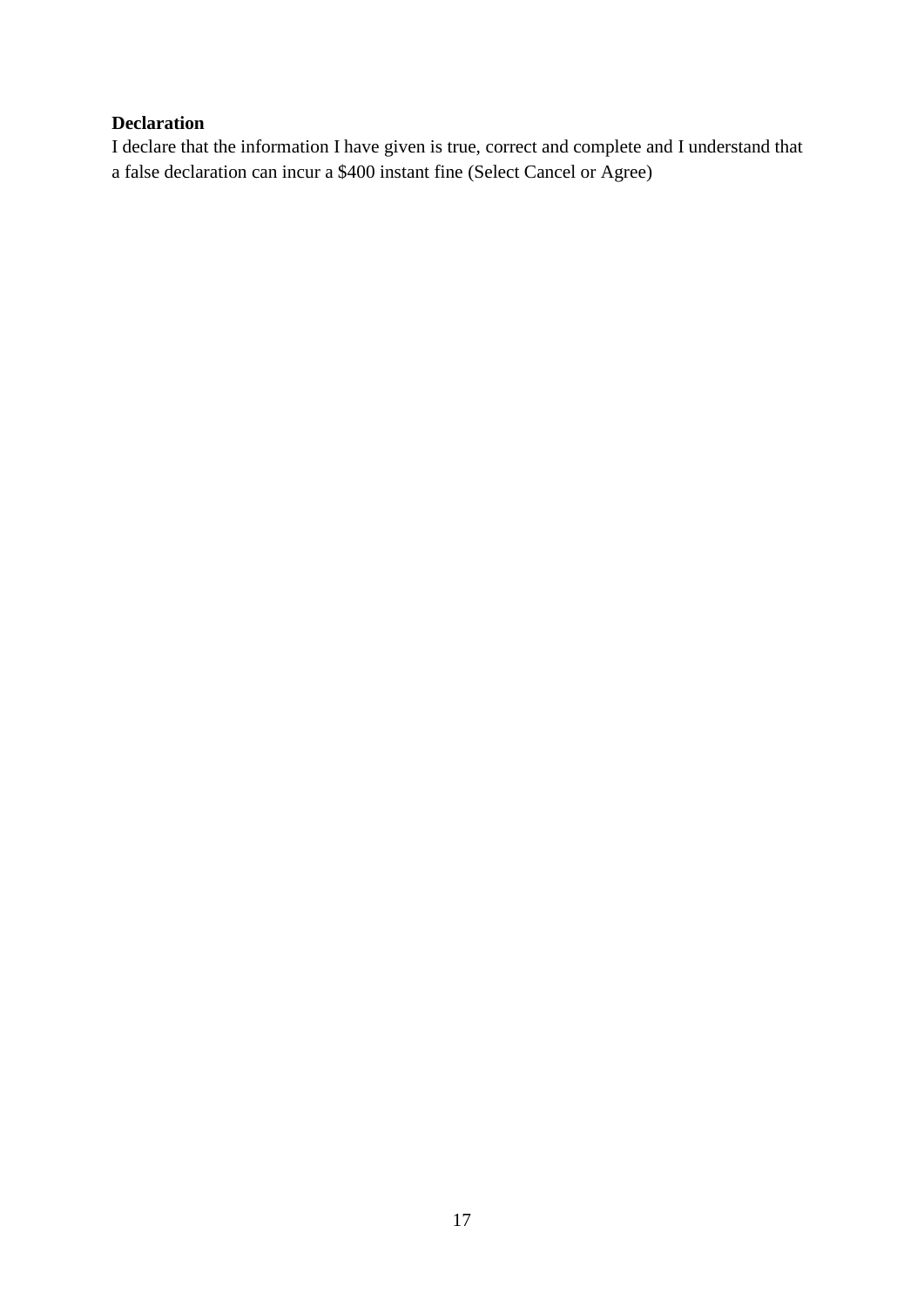**Declaration**

I declare that the information I have given is true, correct and complete and I understand that a false declaration can incur a $400 instant fine (Select Cancel or Agree)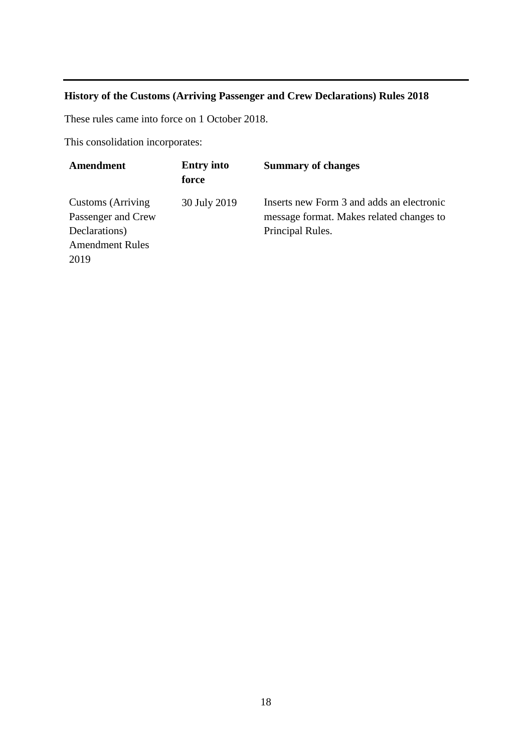---

**History of the Customs (Arriving Passenger and Crew Declarations) Rules 2018**

These rules came into force on 1 October 2018.

This consolidation incorporates:

| Amendment | Entry into force | Summary of changes |
|---|---|---|
| Customs (Arriving Passenger and Crew Declarations) Amendment Rules 2019 | 30 July 2019 | Inserts new Form 3 and adds an electronic message format. Makes related changes to Principal Rules. |